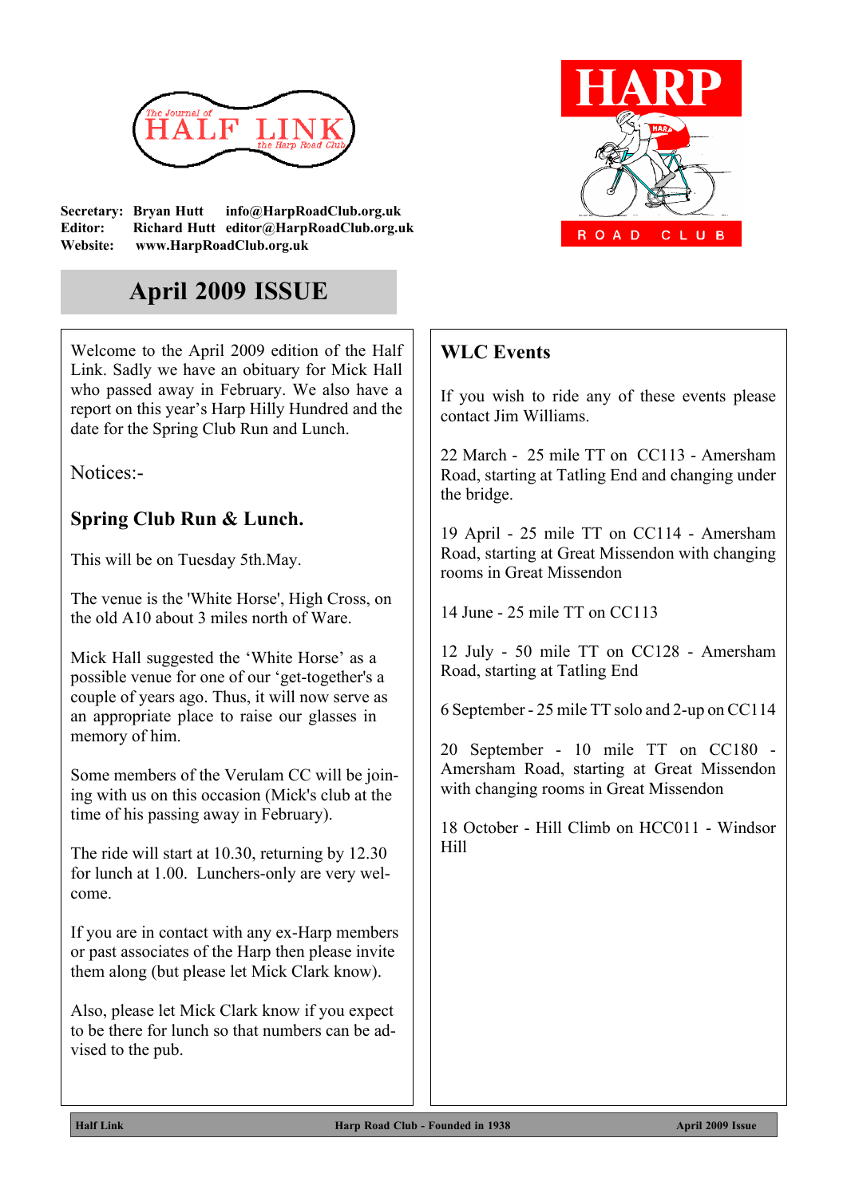The Journal of
# HALF LINK
the Harp Road Club

**Secretary:** **Bryan Hutt** **info@HarpRoadClub.org.uk**
**Editor:** **Richard Hutt** **editor@HarpRoadClub.org.uk**
**Website:** **www.HarpRoadClub.org.uk**

HARP ROAD CLUB

## April 2009 ISSUE

Welcome to the April 2009 edition of the Half Link. Sadly we have an obituary for Mick Hall who passed away in February. We also have a report on this year's Harp Hilly Hundred and the date for the Spring Club Run and Lunch.

Notices:-

### Spring Club Run & Lunch.

This will be on Tuesday 5th.May.

The venue is the 'White Horse', High Cross, on the old A10 about 3 miles north of Ware.

Mick Hall suggested the 'White Horse' as a possible venue for one of our 'get-together's a couple of years ago. Thus, it will now serve as an appropriate place to raise our glasses in memory of him.

Some members of the Verulam CC will be joining with us on this occasion (Mick's club at the time of his passing away in February).

The ride will start at 10.30, returning by 12.30 for lunch at 1.00. Lunchers-only are very welcome.

If you are in contact with any ex-Harp members or past associates of the Harp then please invite them along (but please let Mick Clark know).

Also, please let Mick Clark know if you expect to be there for lunch so that numbers can be advised to the pub.

### WLC Events

If you wish to ride any of these events please contact Jim Williams.

22 March - 25 mile TT on CC113 - Amersham Road, starting at Tatling End and changing under the bridge.

19 April - 25 mile TT on CC114 - Amersham Road, starting at Great Missendon with changing rooms in Great Missendon

14 June - 25 mile TT on CC113

12 July - 50 mile TT on CC128 - Amersham Road, starting at Tatling End

6 September - 25 mile TT solo and 2-up on CC114

20 September - 10 mile TT on CC180 - Amersham Road, starting at Great Missendon with changing rooms in Great Missendon

18 October - Hill Climb on HCC011 - Windsor Hill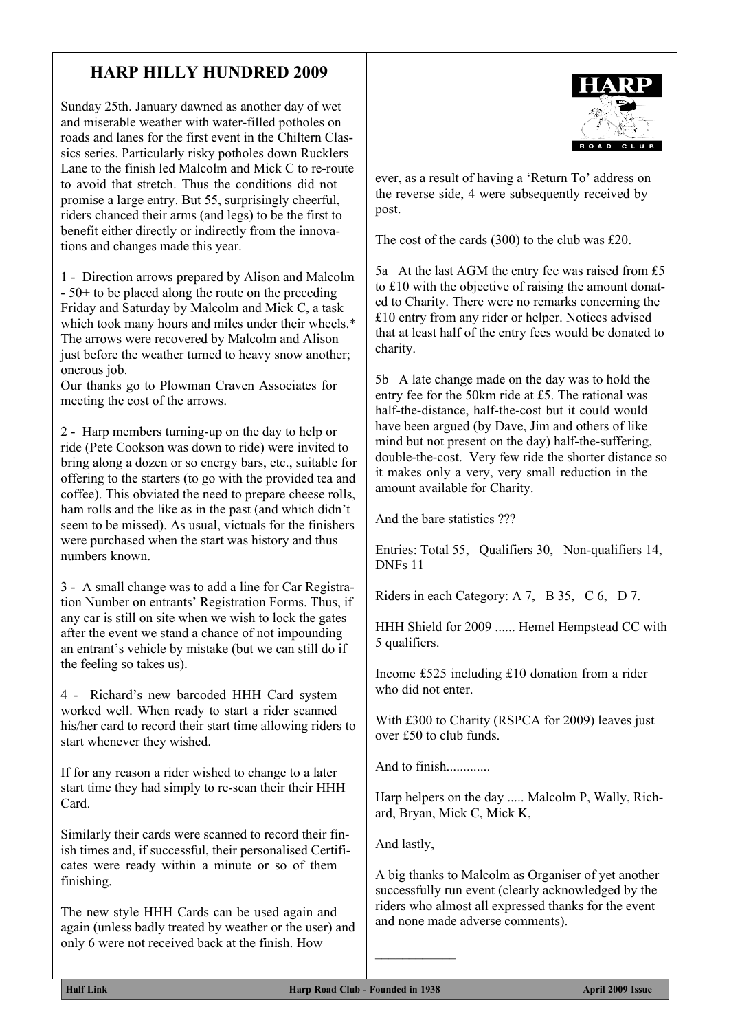## HARP HILLY HUNDRED 2009

Sunday 25th. January dawned as another day of wet and miserable weather with water-filled potholes on roads and lanes for the first event in the Chiltern Classics series. Particularly risky potholes down Rucklers Lane to the finish led Malcolm and Mick C to re-route to avoid that stretch. Thus the conditions did not promise a large entry. But 55, surprisingly cheerful, riders chanced their arms (and legs) to be the first to benefit either directly or indirectly from the innovations and changes made this year.

1 - Direction arrows prepared by Alison and Malcolm - 50+ to be placed along the route on the preceding Friday and Saturday by Malcolm and Mick C, a task which took many hours and miles under their wheels.* The arrows were recovered by Malcolm and Alison just before the weather turned to heavy snow another; onerous job.
Our thanks go to Plowman Craven Associates for meeting the cost of the arrows.

2 - Harp members turning-up on the day to help or ride (Pete Cookson was down to ride) were invited to bring along a dozen or so energy bars, etc., suitable for offering to the starters (to go with the provided tea and coffee). This obviated the need to prepare cheese rolls, ham rolls and the like as in the past (and which didn't seem to be missed). As usual, victuals for the finishers were purchased when the start was history and thus numbers known.

3 - A small change was to add a line for Car Registration Number on entrants' Registration Forms. Thus, if any car is still on site when we wish to lock the gates after the event we stand a chance of not impounding an entrant's vehicle by mistake (but we can still do if the feeling so takes us).

4 - Richard's new barcoded HHH Card system worked well. When ready to start a rider scanned his/her card to record their start time allowing riders to start whenever they wished.

If for any reason a rider wished to change to a later start time they had simply to re-scan their their HHH Card.

Similarly their cards were scanned to record their finish times and, if successful, their personalised Certificates were ready within a minute or so of them finishing.

The new style HHH Cards can be used again and again (unless badly treated by weather or the user) and only 6 were not received back at the finish. However, as a result of having a 'Return To' address on the reverse side, 4 were subsequently received by post.

The cost of the cards (300) to the club was £20.

5a At the last AGM the entry fee was raised from £5 to £10 with the objective of raising the amount donated to Charity. There were no remarks concerning the £10 entry from any rider or helper. Notices advised that at least half of the entry fees would be donated to charity.

5b A late change made on the day was to hold the entry fee for the 50km ride at £5. The rational was half-the-distance, half-the-cost but it ~~could~~ would have been argued (by Dave, Jim and others of like mind but not present on the day) half-the-suffering, double-the-cost. Very few ride the shorter distance so it makes only a very, very small reduction in the amount available for Charity.

And the bare statistics ???

Entries: Total 55, Qualifiers 30, Non-qualifiers 14, DNFs 11

Riders in each Category: A 7, B 35, C 6, D 7.

HHH Shield for 2009 ...... Hemel Hempstead CC with 5 qualifiers.

Income £525 including £10 donation from a rider who did not enter.

With £300 to Charity (RSPCA for 2009) leaves just over £50 to club funds.

And to finish.............

Harp helpers on the day ..... Malcolm P, Wally, Richard, Bryan, Mick C, Mick K,

And lastly,

A big thanks to Malcolm as Organiser of yet another successfully run event (clearly acknowledged by the riders who almost all expressed thanks for the event and none made adverse comments).

___________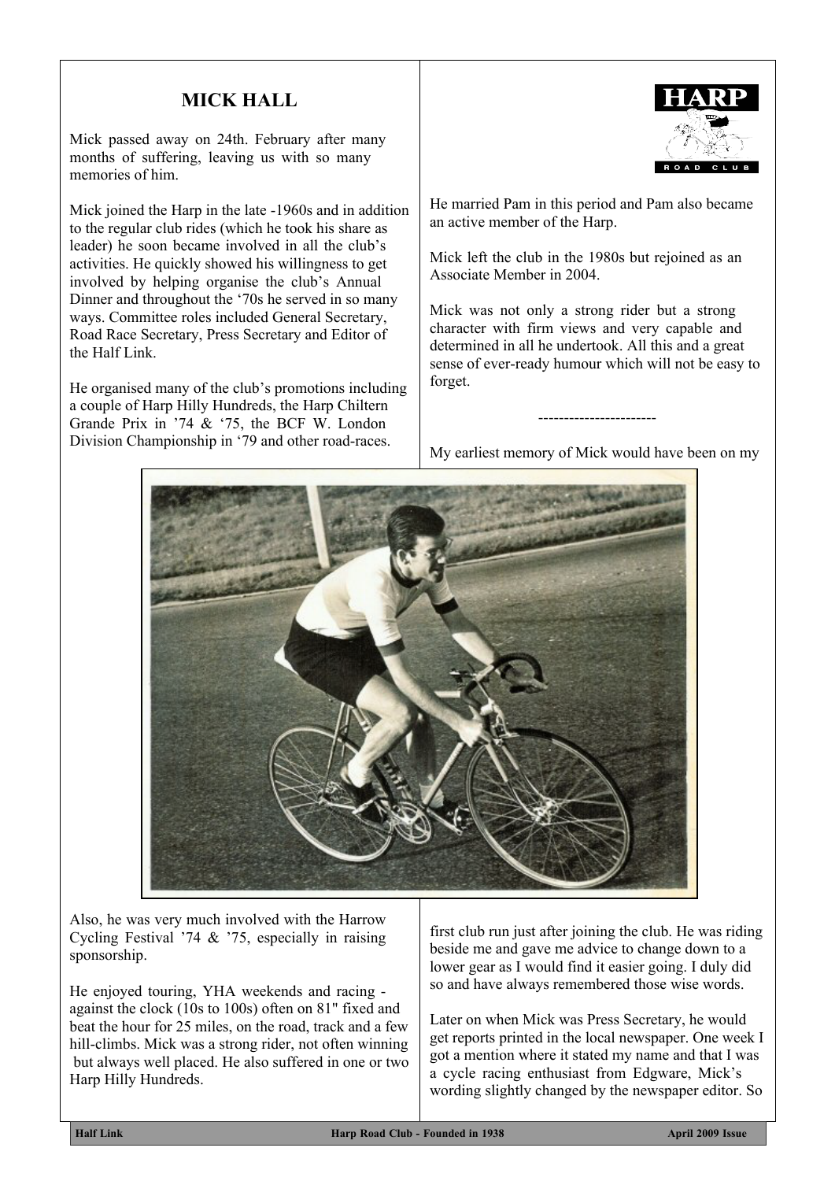## MICK HALL

Mick passed away on 24th. February after many months of suffering, leaving us with so many memories of him.

Mick joined the Harp in the late -1960s and in addition to the regular club rides (which he took his share as leader) he soon became involved in all the club's activities. He quickly showed his willingness to get involved by helping organise the club's Annual Dinner and throughout the '70s he served in so many ways. Committee roles included General Secretary, Road Race Secretary, Press Secretary and Editor of the Half Link.

He organised many of the club's promotions including a couple of Harp Hilly Hundreds, the Harp Chiltern Grande Prix in '74 & '75, the BCF W. London Division Championship in '79 and other road-races.

Also, he was very much involved with the Harrow Cycling Festival '74 & '75, especially in raising sponsorship.

He enjoyed touring, YHA weekends and racing - against the clock (10s to 100s) often on 81" fixed and beat the hour for 25 miles, on the road, track and a few hill-climbs. Mick was a strong rider, not often winning but always well placed. He also suffered in one or two Harp Hilly Hundreds.

He married Pam in this period and Pam also became an active member of the Harp.

Mick left the club in the 1980s but rejoined as an Associate Member in 2004.

Mick was not only a strong rider but a strong character with firm views and very capable and determined in all he undertook. All this and a great sense of ever-ready humour which will not be easy to forget.

-----------------------

My earliest memory of Mick would have been on my first club run just after joining the club. He was riding beside me and gave me advice to change down to a lower gear as I would find it easier going. I duly did so and have always remembered those wise words.

Later on when Mick was Press Secretary, he would get reports printed in the local newspaper. One week I got a mention where it stated my name and that I was a cycle racing enthusiast from Edgware, Mick's wording slightly changed by the newspaper editor. So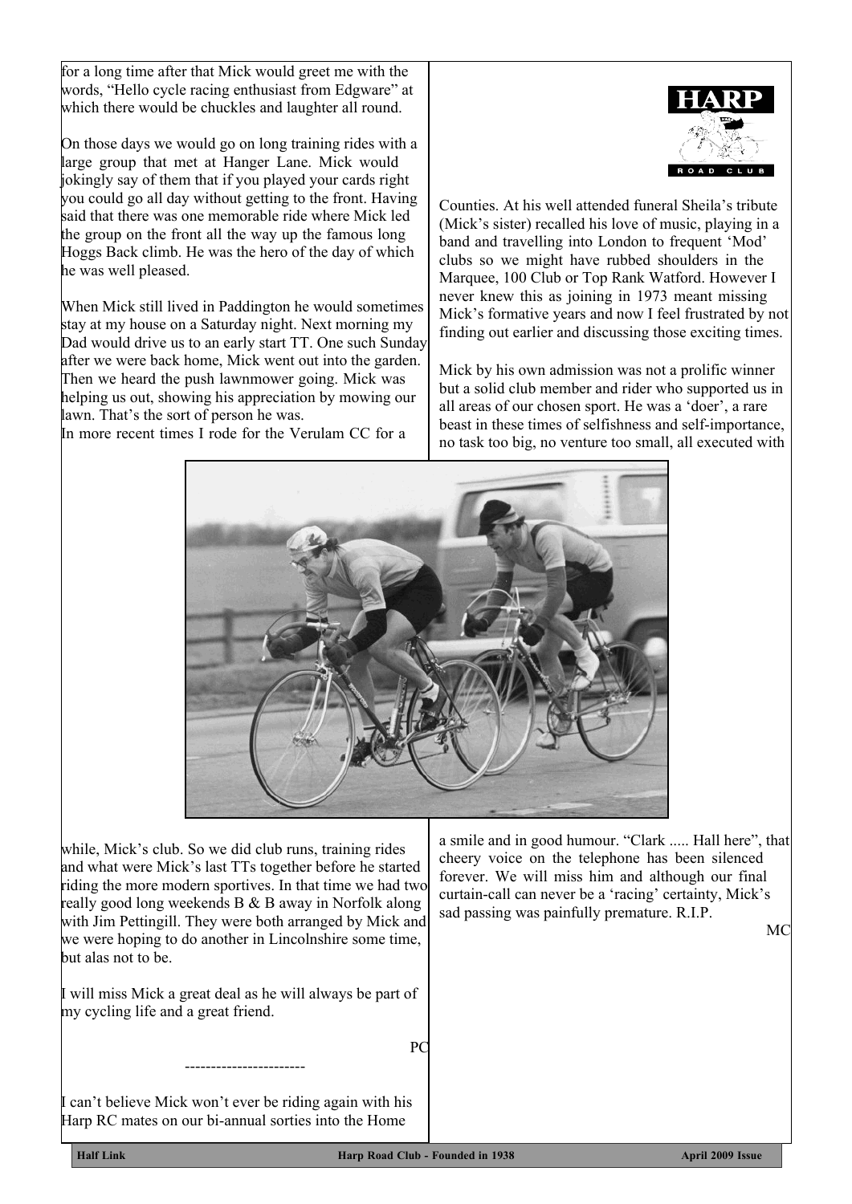for a long time after that Mick would greet me with the words, "Hello cycle racing enthusiast from Edgware" at which there would be chuckles and laughter all round.

On those days we would go on long training rides with a large group that met at Hanger Lane. Mick would jokingly say of them that if you played your cards right you could go all day without getting to the front. Having said that there was one memorable ride where Mick led the group on the front all the way up the famous long Hoggs Back climb. He was the hero of the day of which he was well pleased.

When Mick still lived in Paddington he would sometimes stay at my house on a Saturday night. Next morning my Dad would drive us to an early start TT. One such Sunday after we were back home, Mick went out into the garden. Then we heard the push lawnmower going. Mick was helping us out, showing his appreciation by mowing our lawn. That's the sort of person he was.

In more recent times I rode for the Verulam CC for a while, Mick's club. So we did club runs, training rides and what were Mick's last TTs together before he started riding the more modern sportives. In that time we had two really good long weekends B & B away in Norfolk along with Jim Pettingill. They were both arranged by Mick and we were hoping to do another in Lincolnshire some time, but alas not to be.

I will miss Mick a great deal as he will always be part of my cycling life and a great friend.

PC

-----------------------

I can't believe Mick won't ever be riding again with his Harp RC mates on our bi-annual sorties into the Home Counties. At his well attended funeral Sheila's tribute (Mick's sister) recalled his love of music, playing in a band and travelling into London to frequent 'Mod' clubs so we might have rubbed shoulders in the Marquee, 100 Club or Top Rank Watford. However I never knew this as joining in 1973 meant missing Mick's formative years and now I feel frustrated by not finding out earlier and discussing those exciting times.

Mick by his own admission was not a prolific winner but a solid club member and rider who supported us in all areas of our chosen sport. He was a 'doer', a rare beast in these times of selfishness and self-importance, no task too big, no venture too small, all executed with a smile and in good humour. "Clark ..... Hall here", that cheery voice on the telephone has been silenced forever. We will miss him and although our final curtain-call can never be a 'racing' certainty, Mick's sad passing was painfully premature. R.I.P.

MC